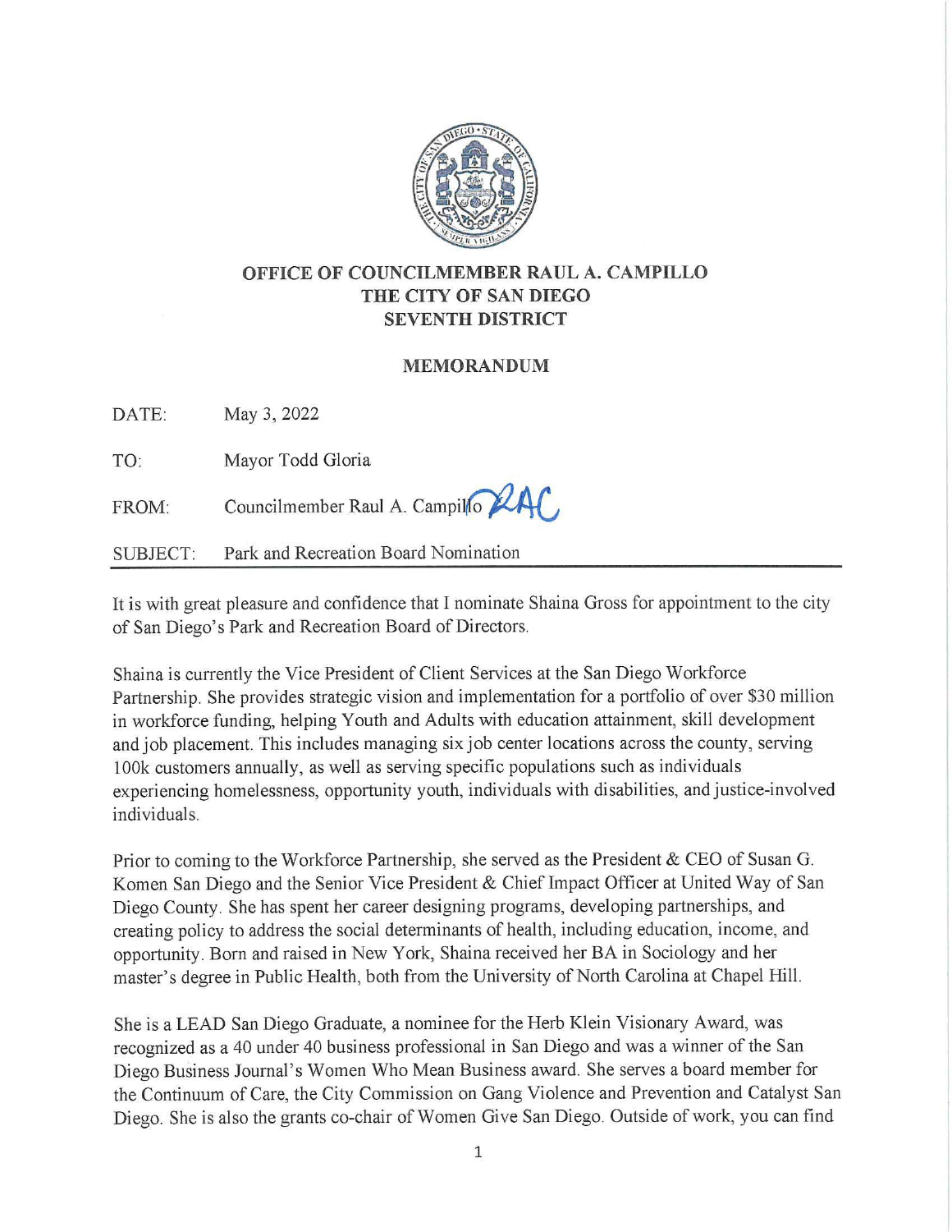**OFFICE OF COUNCILMEMBER RAUL A. CAMPILLO**
**THE CITY OF SAN DIEGO**
**SEVENTH DISTRICT**

## MEMORANDUM

DATE: May 3, 2022

TO: Mayor Todd Gloria

FROM: Councilmember Raul A. Campillo RAC

SUBJECT: Park and Recreation Board Nomination

---

It is with great pleasure and confidence that I nominate Shaina Gross for appointment to the city of San Diego's Park and Recreation Board of Directors.

Shaina is currently the Vice President of Client Services at the San Diego Workforce Partnership. She provides strategic vision and implementation for a portfolio of over $30 million in workforce funding, helping Youth and Adults with education attainment, skill development and job placement. This includes managing six job center locations across the county, serving 100k customers annually, as well as serving specific populations such as individuals experiencing homelessness, opportunity youth, individuals with disabilities, and justice-involved individuals.

Prior to coming to the Workforce Partnership, she served as the President & CEO of Susan G. Komen San Diego and the Senior Vice President & Chief Impact Officer at United Way of San Diego County. She has spent her career designing programs, developing partnerships, and creating policy to address the social determinants of health, including education, income, and opportunity. Born and raised in New York, Shaina received her BA in Sociology and her master's degree in Public Health, both from the University of North Carolina at Chapel Hill.

She is a LEAD San Diego Graduate, a nominee for the Herb Klein Visionary Award, was recognized as a 40 under 40 business professional in San Diego and was a winner of the San Diego Business Journal's Women Who Mean Business award. She serves a board member for the Continuum of Care, the City Commission on Gang Violence and Prevention and Catalyst San Diego. She is also the grants co-chair of Women Give San Diego. Outside of work, you can find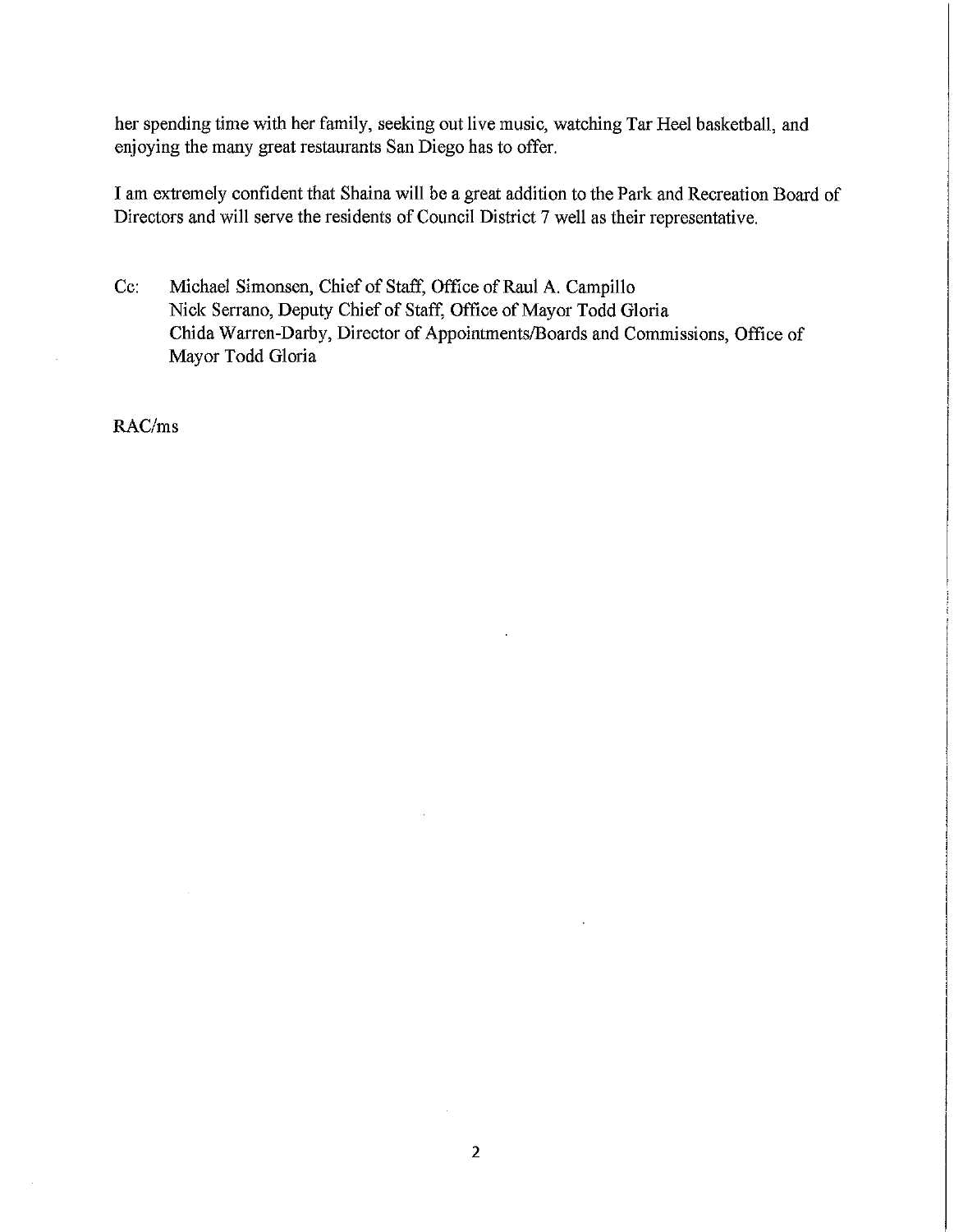her spending time with her family, seeking out live music, watching Tar Heel basketball, and enjoying the many great restaurants San Diego has to offer.

I am extremely confident that Shaina will be a great addition to the Park and Recreation Board of Directors and will serve the residents of Council District 7 well as their representative.

Cc: Michael Simonsen, Chief of Staff, Office of Raul A. Campillo
Nick Serrano, Deputy Chief of Staff, Office of Mayor Todd Gloria
Chida Warren-Darby, Director of Appointments/Boards and Commissions, Office of Mayor Todd Gloria

RAC/ms